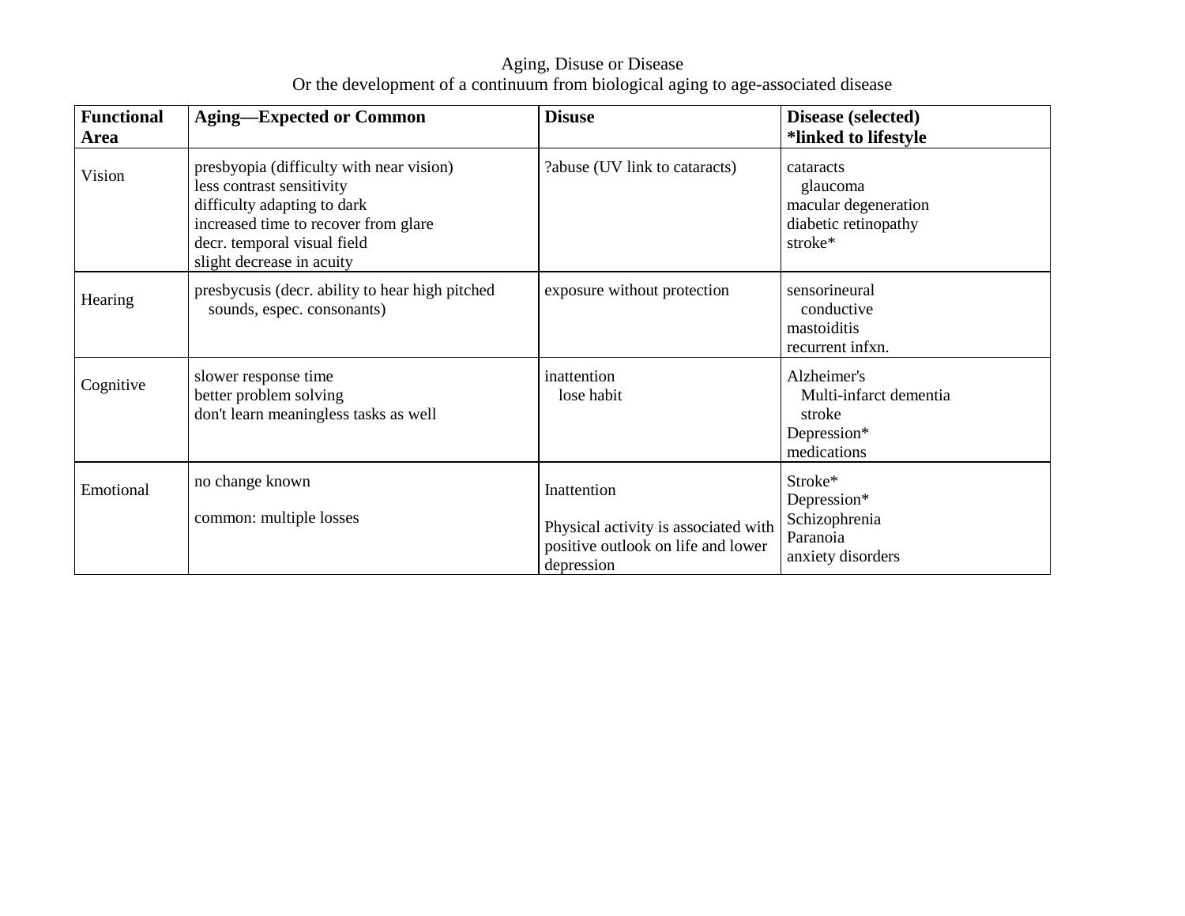# Aging, Disuse or Disease

Or the development of a continuum from biological aging to age-associated disease

| **Functional Area** | **Aging—Expected or Common** | **Disuse** | **Disease (selected)**<br>***linked to lifestyle** |
|---|---|---|---|
| Vision | presbyopia (difficulty with near vision)<br>less contrast sensitivity<br>difficulty adapting to dark<br>increased time to recover from glare<br>decr. temporal visual field<br>slight decrease in acuity | ?abuse (UV link to cataracts) | cataracts<br>glaucoma<br>macular degeneration<br>diabetic retinopathy<br>stroke* |
| Hearing | presbycusis (decr. ability to hear high pitched sounds, espec. consonants) | exposure without protection | sensorineural<br>conductive<br>mastoiditis<br>recurrent infxn. |
| Cognitive | slower response time<br>better problem solving<br>don't learn meaningless tasks as well | inattention<br>lose habit | Alzheimer's<br>Multi-infarct dementia<br>stroke<br>Depression*<br>medications |
| Emotional | no change known<br><br>common: multiple losses | Inattention<br><br>Physical activity is associated with positive outlook on life and lower depression | Stroke*<br>Depression*<br>Schizophrenia<br>Paranoia<br>anxiety disorders |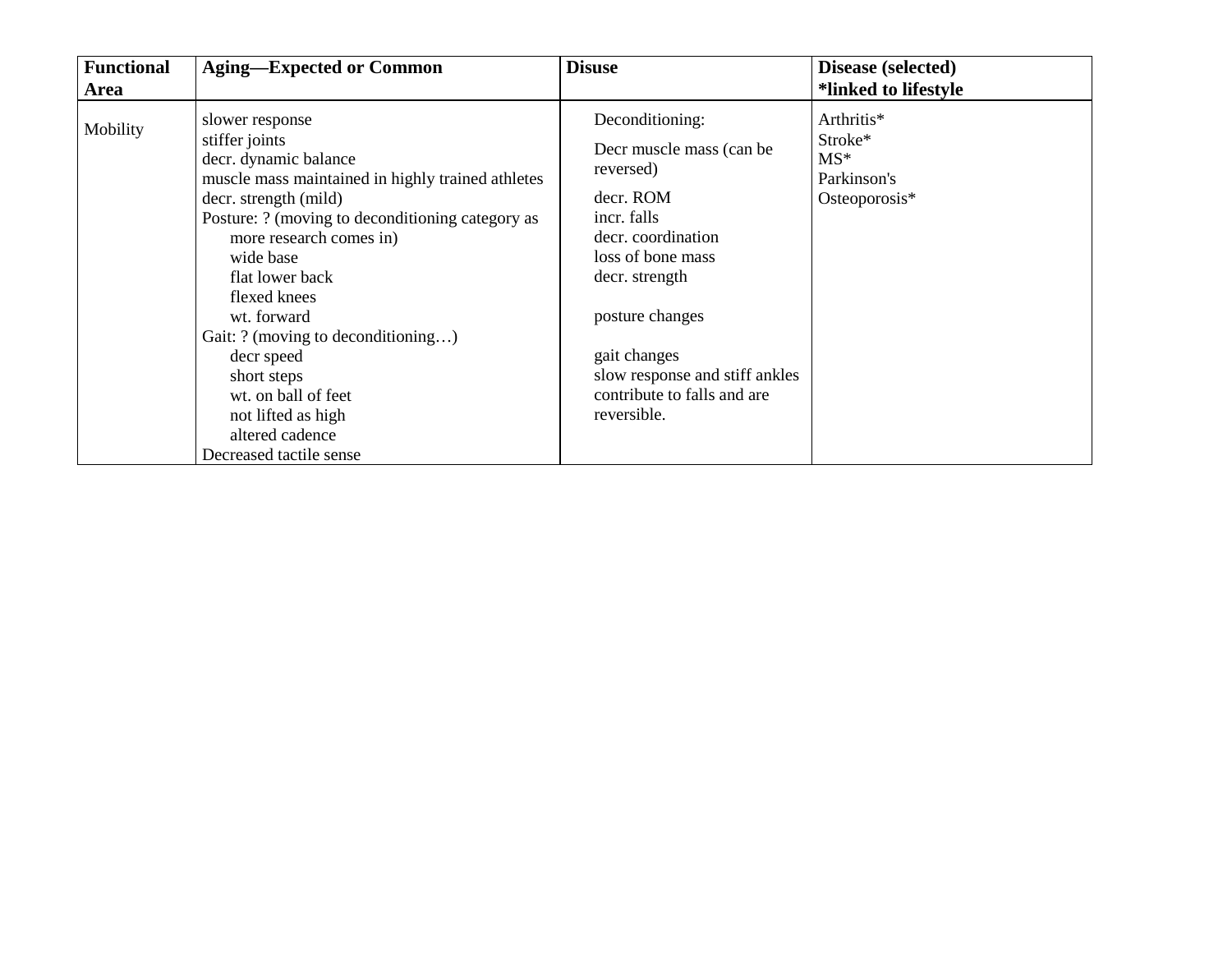| Functional Area | Aging—Expected or Common | Disuse | Disease (selected) *linked to lifestyle |
|---|---|---|---|
| Mobility | slower response<br>stiffer joints<br>decr. dynamic balance<br>muscle mass maintained in highly trained athletes<br>decr. strength (mild)<br>Posture: ? (moving to deconditioning category as more research comes in)<br>&nbsp;&nbsp;&nbsp;&nbsp;wide base<br>&nbsp;&nbsp;&nbsp;&nbsp;flat lower back<br>&nbsp;&nbsp;&nbsp;&nbsp;flexed knees<br>&nbsp;&nbsp;&nbsp;&nbsp;wt. forward<br>Gait: ? (moving to deconditioning…)<br>&nbsp;&nbsp;&nbsp;&nbsp;decr speed<br>&nbsp;&nbsp;&nbsp;&nbsp;short steps<br>&nbsp;&nbsp;&nbsp;&nbsp;wt. on ball of feet<br>&nbsp;&nbsp;&nbsp;&nbsp;not lifted as high<br>&nbsp;&nbsp;&nbsp;&nbsp;altered cadence<br>Decreased tactile sense | Deconditioning:<br>Decr muscle mass (can be reversed)<br>decr. ROM<br>incr. falls<br>decr. coordination<br>loss of bone mass<br>decr. strength<br><br>posture changes<br><br>gait changes<br>slow response and stiff ankles contribute to falls and are reversible. | Arthritis*<br>Stroke*<br>MS*<br>Parkinson's<br>Osteoporosis* |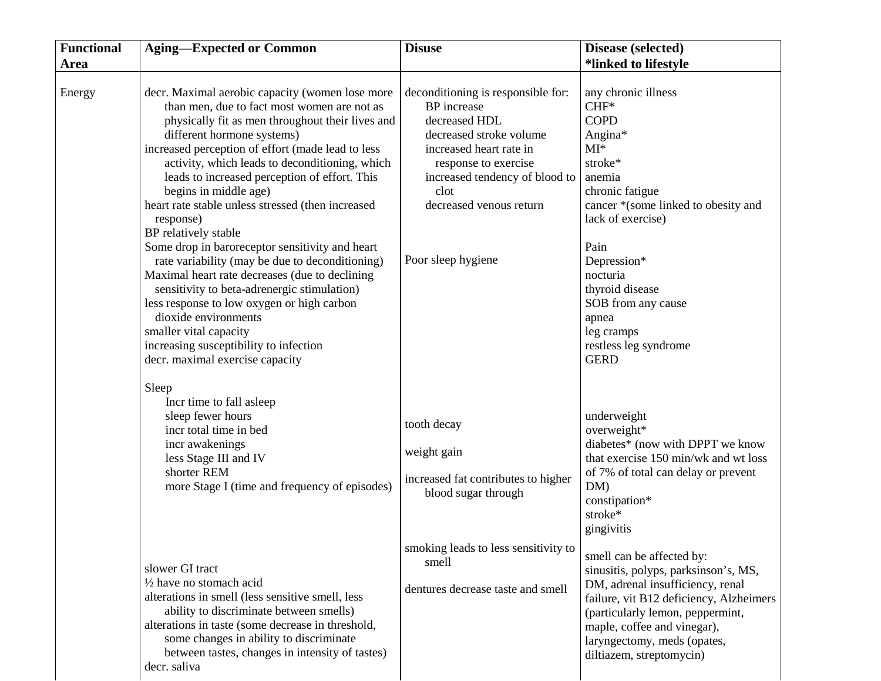| Functional Area | Aging—Expected or Common | Disuse | Disease (selected) *linked to lifestyle |
|---|---|---|---|
| Energy | decr. Maximal aerobic capacity (women lose more than men, due to fact most women are not as physically fit as men throughout their lives and different hormone systems)<br>increased perception of effort (made lead to less activity, which leads to deconditioning, which leads to increased perception of effort. This begins in middle age)<br>heart rate stable unless stressed (then increased response)<br>BP relatively stable<br>Some drop in baroreceptor sensitivity and heart rate variability (may be due to deconditioning)<br>Maximal heart rate decreases (due to declining sensitivity to beta-adrenergic stimulation)<br>less response to low oxygen or high carbon dioxide environments<br>smaller vital capacity<br>increasing susceptibility to infection<br>decr. maximal exercise capacity | deconditioning is responsible for:<br>BP increase<br>decreased HDL<br>decreased stroke volume<br>increased heart rate in response to exercise<br>increased tendency of blood to clot<br>decreased venous return | any chronic illness<br>CHF*<br>COPD<br>Angina*<br>MI*<br>stroke*<br>anemia<br>chronic fatigue<br>cancer *(some linked to obesity and lack of exercise) |
| | Sleep<br>Incr time to fall asleep<br>sleep fewer hours<br>incr total time in bed<br>incr awakenings<br>less Stage III and IV<br>shorter REM<br>more Stage I (time and frequency of episodes) | Poor sleep hygiene | Pain<br>Depression*<br>nocturia<br>thyroid disease<br>SOB from any cause<br>apnea<br>leg cramps<br>restless leg syndrome<br>GERD |
| | | tooth decay<br>weight gain<br>increased fat contributes to higher blood sugar through | underweight<br>overweight*<br>diabetes* (now with DPPT we know that exercise 150 min/wk and wt loss of 7% of total can delay or prevent DM)<br>constipation*<br>stroke*<br>gingivitis |
| | slower GI tract<br>½ have no stomach acid<br>alterations in smell (less sensitive smell, less ability to discriminate between smells)<br>alterations in taste (some decrease in threshold, some changes in ability to discriminate between tastes, changes in intensity of tastes)<br>decr. saliva | smoking leads to less sensitivity to smell<br>dentures decrease taste and smell | smell can be affected by:<br>sinusitis, polyps, parksinson's, MS, DM, adrenal insufficiency, renal failure, vit B12 deficiency, Alzheimers (particularly lemon, peppermint, maple, coffee and vinegar), laryngectomy, meds (opates, diltiazem, streptomycin) |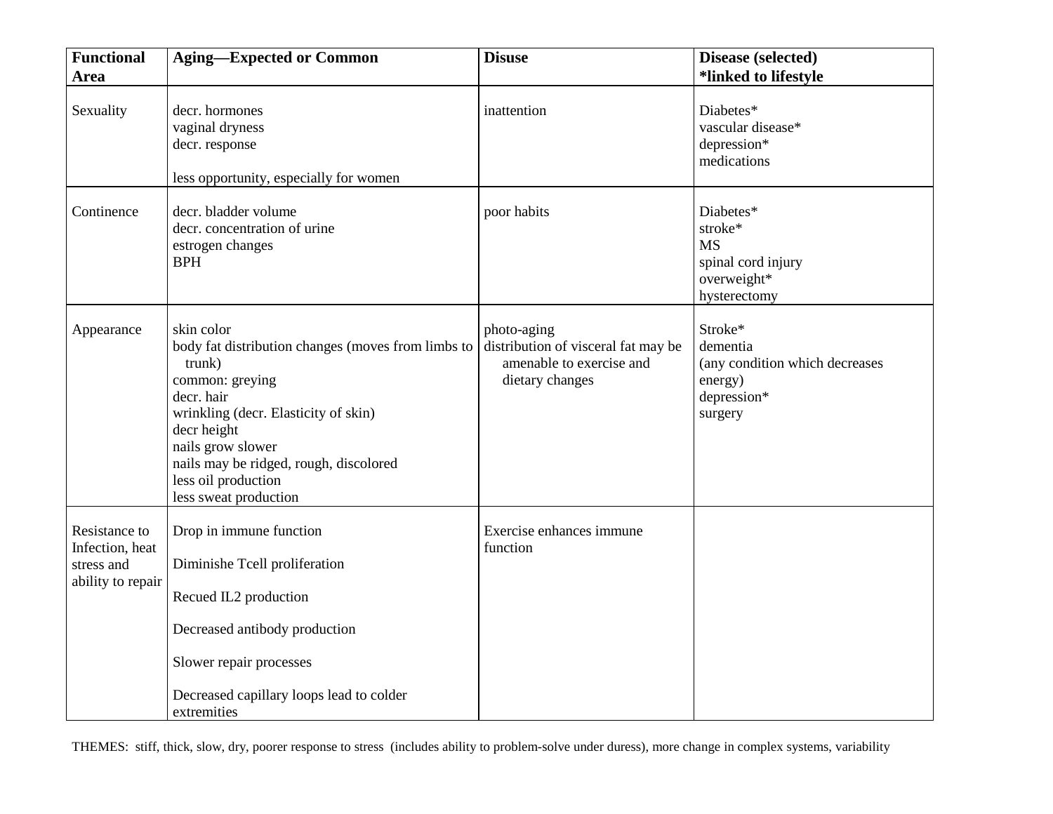| **Functional Area** | **Aging—Expected or Common** | **Disuse** | **Disease (selected)**<br>***linked to lifestyle** |
|---|---|---|---|
| Sexuality | decr. hormones<br>vaginal dryness<br>decr. response<br><br>less opportunity, especially for women | inattention | Diabetes*<br>vascular disease*<br>depression*<br>medications |
| Continence | decr. bladder volume<br>decr. concentration of urine<br>estrogen changes<br>BPH | poor habits | Diabetes*<br>stroke*<br>MS<br>spinal cord injury<br>overweight*<br>hysterectomy |
| Appearance | skin color<br>body fat distribution changes (moves from limbs to trunk)<br>common: greying<br>decr. hair<br>wrinkling (decr. Elasticity of skin)<br>decr height<br>nails grow slower<br>nails may be ridged, rough, discolored<br>less oil production<br>less sweat production | photo-aging<br>distribution of visceral fat may be amenable to exercise and dietary changes | Stroke*<br>dementia<br>(any condition which decreases energy)<br>depression*<br>surgery |
| Resistance to Infection, heat stress and ability to repair | Drop in immune function<br><br>Diminishe Tcell proliferation<br><br>Recued IL2 production<br><br>Decreased antibody production<br><br>Slower repair processes<br><br>Decreased capillary loops lead to colder extremities | Exercise enhances immune function | |

THEMES: stiff, thick, slow, dry, poorer response to stress (includes ability to problem-solve under duress), more change in complex systems, variability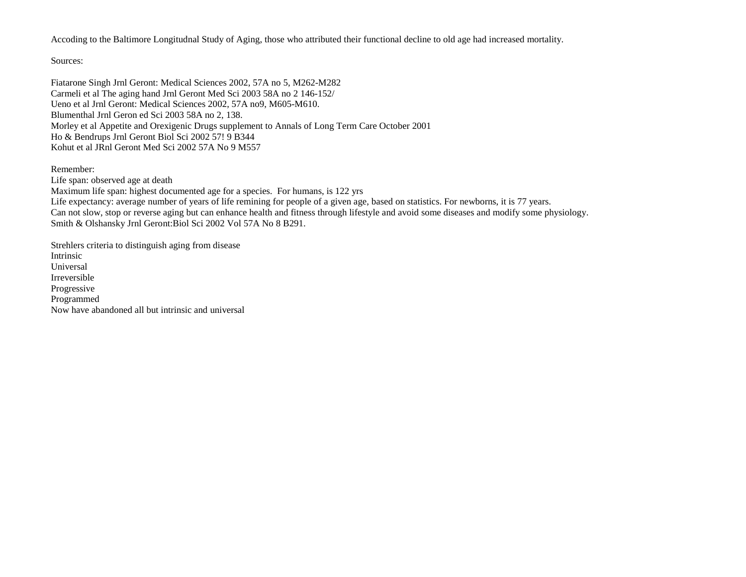Accoding to the Baltimore Longitudnal Study of Aging, those who attributed their functional decline to old age had increased mortality.

Sources:

Fiatarone Singh Jrnl Geront: Medical Sciences 2002, 57A no 5, M262-M282
Carmeli et al The aging hand Jrnl Geront Med Sci 2003 58A no 2 146-152/
Ueno et al Jrnl Geront: Medical Sciences 2002, 57A no9, M605-M610.
Blumenthal Jrnl Geron ed Sci 2003 58A no 2, 138.
Morley et al Appetite and Orexigenic Drugs supplement to Annals of Long Term Care October 2001
Ho & Bendrups Jrnl Geront Biol Sci 2002 57! 9 B344
Kohut et al JRnl Geront Med Sci 2002 57A No 9 M557

Remember:
Life span: observed age at death
Maximum life span: highest documented age for a species. For humans, is 122 yrs
Life expectancy: average number of years of life remining for people of a given age, based on statistics. For newborns, it is 77 years.
Can not slow, stop or reverse aging but can enhance health and fitness through lifestyle and avoid some diseases and modify some physiology.
Smith & Olshansky Jrnl Geront:Biol Sci 2002 Vol 57A No 8 B291.

Strehlers criteria to distinguish aging from disease
Intrinsic
Universal
Irreversible
Progressive
Programmed
Now have abandoned all but intrinsic and universal